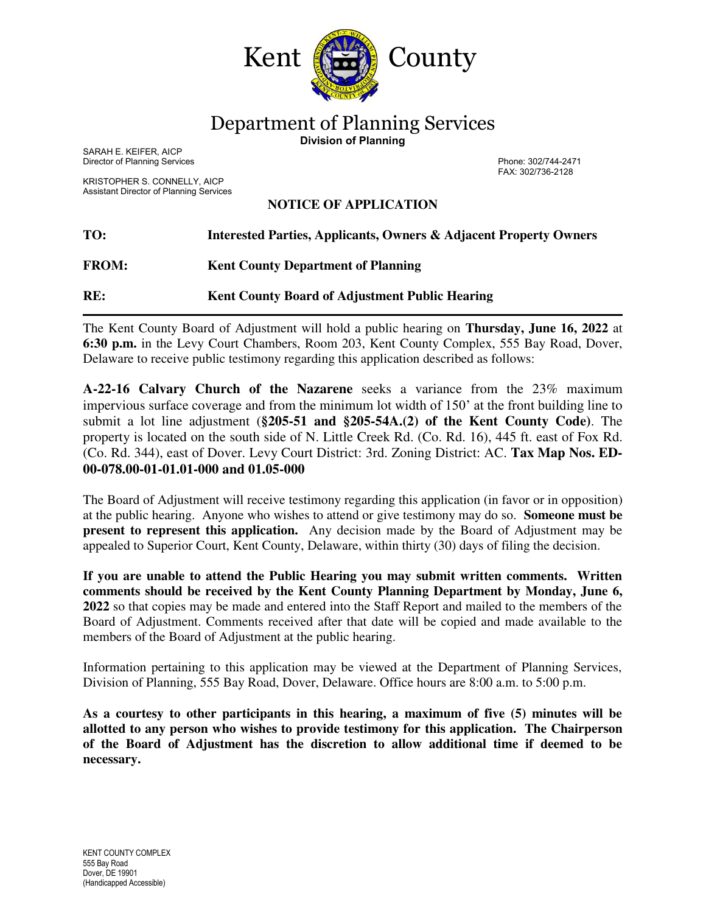# Kent County

## Department of Planning Services

**Division of Planning**

SARAH E. KEIFER, AICP
Director of Planning Services

KRISTOPHER S. CONNELLY, AICP
Assistant Director of Planning Services

Phone: 302/744-2471
FAX: 302/736-2128

### NOTICE OF APPLICATION

**TO:** **Interested Parties, Applicants, Owners & Adjacent Property Owners**

**FROM:** **Kent County Department of Planning**

**RE:** **Kent County Board of Adjustment Public Hearing**

---

The Kent County Board of Adjustment will hold a public hearing on **Thursday, June 16, 2022** at **6:30 p.m.** in the Levy Court Chambers, Room 203, Kent County Complex, 555 Bay Road, Dover, Delaware to receive public testimony regarding this application described as follows:

**A-22-16 Calvary Church of the Nazarene** seeks a variance from the 23% maximum impervious surface coverage and from the minimum lot width of 150' at the front building line to submit a lot line adjustment (**§205-51 and §205-54A.(2) of the Kent County Code**). The property is located on the south side of N. Little Creek Rd. (Co. Rd. 16), 445 ft. east of Fox Rd. (Co. Rd. 344), east of Dover. Levy Court District: 3rd. Zoning District: AC. **Tax Map Nos. ED-00-078.00-01-01.01-000 and 01.05-000**

The Board of Adjustment will receive testimony regarding this application (in favor or in opposition) at the public hearing. Anyone who wishes to attend or give testimony may do so. **Someone must be present to represent this application.** Any decision made by the Board of Adjustment may be appealed to Superior Court, Kent County, Delaware, within thirty (30) days of filing the decision.

**If you are unable to attend the Public Hearing you may submit written comments. Written comments should be received by the Kent County Planning Department by Monday, June 6, 2022** so that copies may be made and entered into the Staff Report and mailed to the members of the Board of Adjustment. Comments received after that date will be copied and made available to the members of the Board of Adjustment at the public hearing.

Information pertaining to this application may be viewed at the Department of Planning Services, Division of Planning, 555 Bay Road, Dover, Delaware. Office hours are 8:00 a.m. to 5:00 p.m.

**As a courtesy to other participants in this hearing, a maximum of five (5) minutes will be allotted to any person who wishes to provide testimony for this application. The Chairperson of the Board of Adjustment has the discretion to allow additional time if deemed to be necessary.**

KENT COUNTY COMPLEX
555 Bay Road
Dover, DE 19901
(Handicapped Accessible)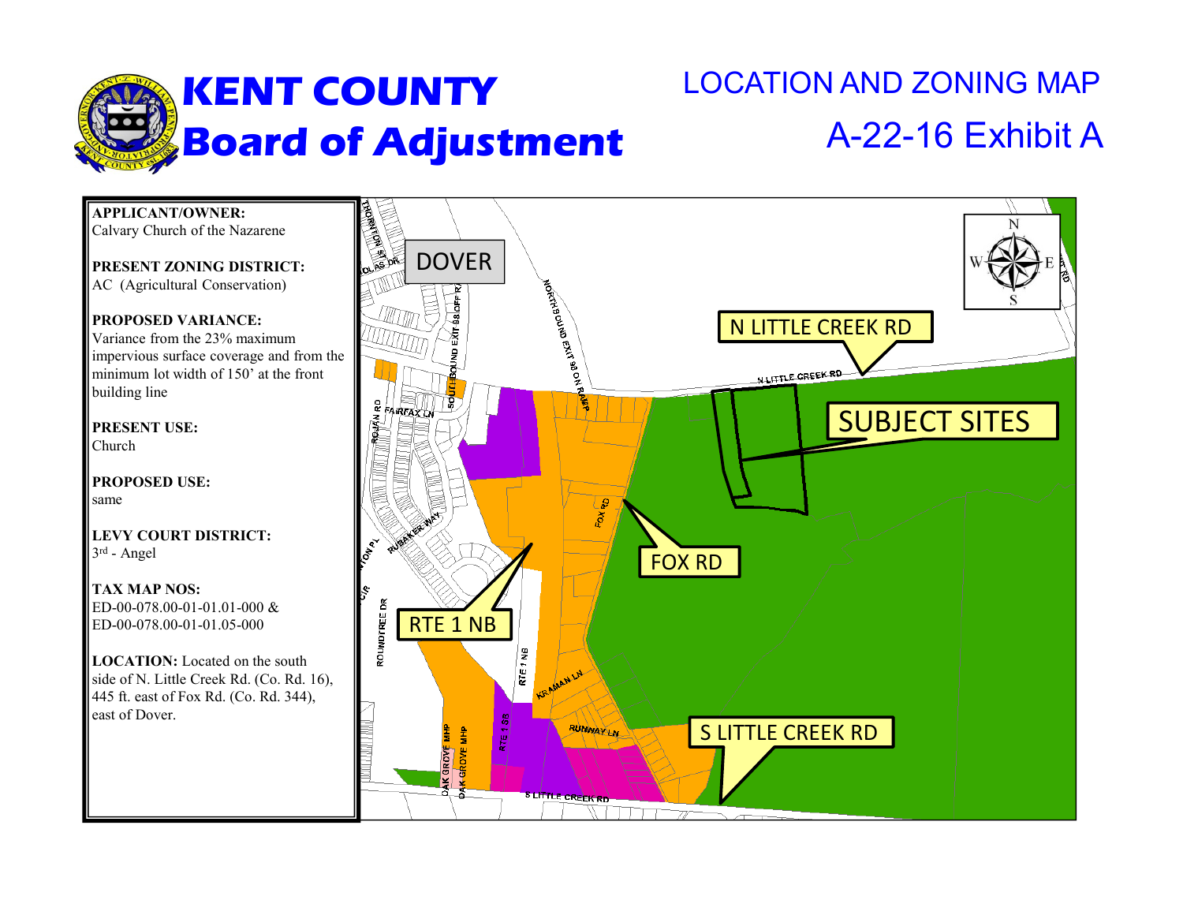# KENT COUNTY Board of Adjustment

## LOCATION AND ZONING MAP

## A-22-16 Exhibit A

**APPLICANT/OWNER:**
Calvary Church of the Nazarene

**PRESENT ZONING DISTRICT:**
AC (Agricultural Conservation)

**PROPOSED VARIANCE:**
Variance from the 23% maximum impervious surface coverage and from the minimum lot width of 150' at the front building line

**PRESENT USE:**
Church

**PROPOSED USE:**
same

**LEVY COURT DISTRICT:**
3rd - Angel

**TAX MAP NOS:**
ED-00-078.00-01-01.01-000 &
ED-00-078.00-01-01.05-000

**LOCATION:** Located on the south side of N. Little Creek Rd. (Co. Rd. 16), 445 ft. east of Fox Rd. (Co. Rd. 344), east of Dover.

DOVER

N LITTLE CREEK RD

SUBJECT SITES

FOX RD

RTE 1 NB

S LITTLE CREEK RD